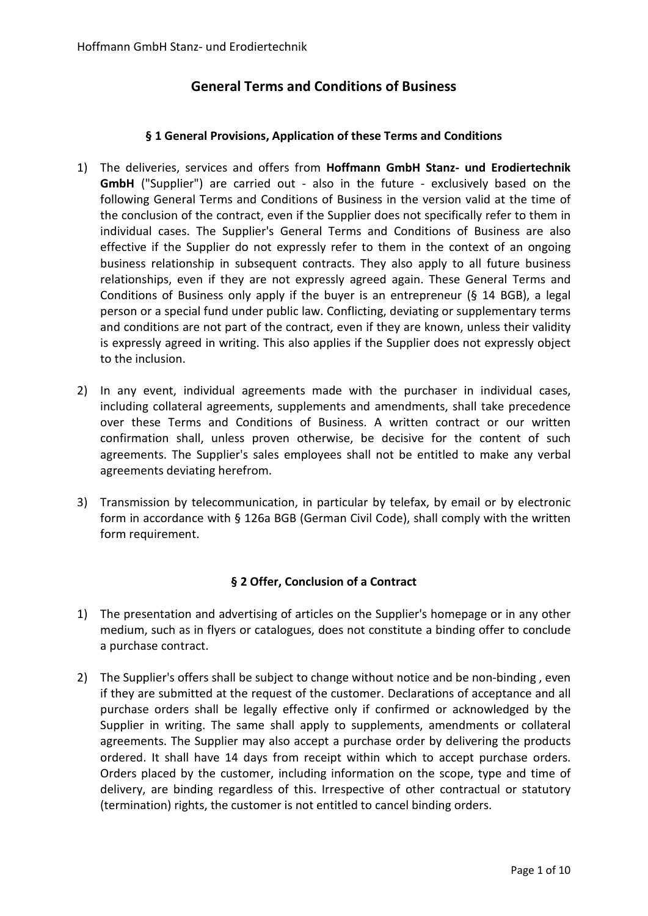# General Terms and Conditions of Business

## § 1 General Provisions, Application of these Terms and Conditions

1) The deliveries, services and offers from **Hoffmann GmbH Stanz- und Erodiertechnik GmbH** ("Supplier") are carried out - also in the future - exclusively based on the following General Terms and Conditions of Business in the version valid at the time of the conclusion of the contract, even if the Supplier does not specifically refer to them in individual cases. The Supplier's General Terms and Conditions of Business are also effective if the Supplier do not expressly refer to them in the context of an ongoing business relationship in subsequent contracts. They also apply to all future business relationships, even if they are not expressly agreed again. These General Terms and Conditions of Business only apply if the buyer is an entrepreneur (§ 14 BGB), a legal person or a special fund under public law. Conflicting, deviating or supplementary terms and conditions are not part of the contract, even if they are known, unless their validity is expressly agreed in writing. This also applies if the Supplier does not expressly object to the inclusion.

2) In any event, individual agreements made with the purchaser in individual cases, including collateral agreements, supplements and amendments, shall take precedence over these Terms and Conditions of Business. A written contract or our written confirmation shall, unless proven otherwise, be decisive for the content of such agreements. The Supplier's sales employees shall not be entitled to make any verbal agreements deviating herefrom.

3) Transmission by telecommunication, in particular by telefax, by email or by electronic form in accordance with § 126a BGB (German Civil Code), shall comply with the written form requirement.

## § 2 Offer, Conclusion of a Contract

1) The presentation and advertising of articles on the Supplier's homepage or in any other medium, such as in flyers or catalogues, does not constitute a binding offer to conclude a purchase contract.

2) The Supplier's offers shall be subject to change without notice and be non-binding , even if they are submitted at the request of the customer. Declarations of acceptance and all purchase orders shall be legally effective only if confirmed or acknowledged by the Supplier in writing. The same shall apply to supplements, amendments or collateral agreements. The Supplier may also accept a purchase order by delivering the products ordered. It shall have 14 days from receipt within which to accept purchase orders. Orders placed by the customer, including information on the scope, type and time of delivery, are binding regardless of this. Irrespective of other contractual or statutory (termination) rights, the customer is not entitled to cancel binding orders.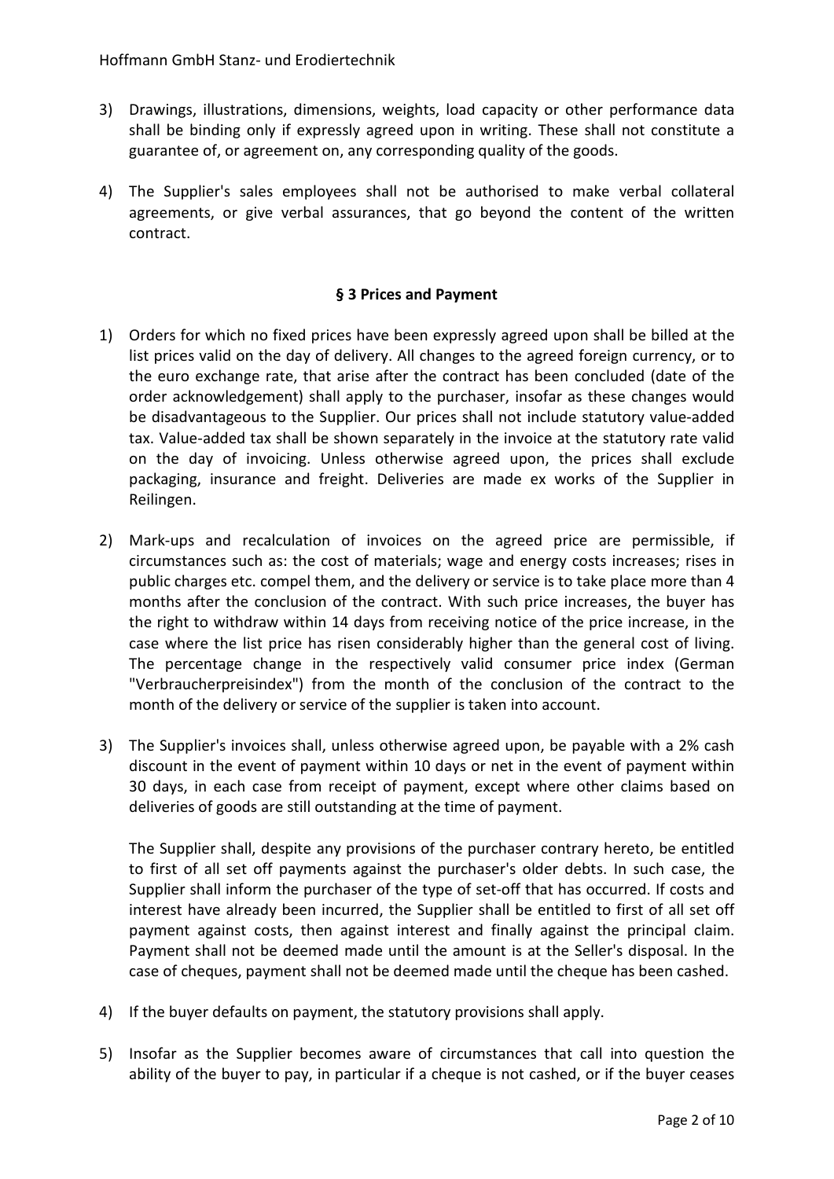3) Drawings, illustrations, dimensions, weights, load capacity or other performance data shall be binding only if expressly agreed upon in writing. These shall not constitute a guarantee of, or agreement on, any corresponding quality of the goods.

4) The Supplier's sales employees shall not be authorised to make verbal collateral agreements, or give verbal assurances, that go beyond the content of the written contract.

## § 3 Prices and Payment

1) Orders for which no fixed prices have been expressly agreed upon shall be billed at the list prices valid on the day of delivery. All changes to the agreed foreign currency, or to the euro exchange rate, that arise after the contract has been concluded (date of the order acknowledgement) shall apply to the purchaser, insofar as these changes would be disadvantageous to the Supplier. Our prices shall not include statutory value-added tax. Value-added tax shall be shown separately in the invoice at the statutory rate valid on the day of invoicing. Unless otherwise agreed upon, the prices shall exclude packaging, insurance and freight. Deliveries are made ex works of the Supplier in Reilingen.

2) Mark-ups and recalculation of invoices on the agreed price are permissible, if circumstances such as: the cost of materials; wage and energy costs increases; rises in public charges etc. compel them, and the delivery or service is to take place more than 4 months after the conclusion of the contract. With such price increases, the buyer has the right to withdraw within 14 days from receiving notice of the price increase, in the case where the list price has risen considerably higher than the general cost of living. The percentage change in the respectively valid consumer price index (German "Verbraucherpreisindex") from the month of the conclusion of the contract to the month of the delivery or service of the supplier is taken into account.

3) The Supplier's invoices shall, unless otherwise agreed upon, be payable with a 2% cash discount in the event of payment within 10 days or net in the event of payment within 30 days, in each case from receipt of payment, except where other claims based on deliveries of goods are still outstanding at the time of payment.

   The Supplier shall, despite any provisions of the purchaser contrary hereto, be entitled to first of all set off payments against the purchaser's older debts. In such case, the Supplier shall inform the purchaser of the type of set-off that has occurred. If costs and interest have already been incurred, the Supplier shall be entitled to first of all set off payment against costs, then against interest and finally against the principal claim. Payment shall not be deemed made until the amount is at the Seller's disposal. In the case of cheques, payment shall not be deemed made until the cheque has been cashed.

4) If the buyer defaults on payment, the statutory provisions shall apply.

5) Insofar as the Supplier becomes aware of circumstances that call into question the ability of the buyer to pay, in particular if a cheque is not cashed, or if the buyer ceases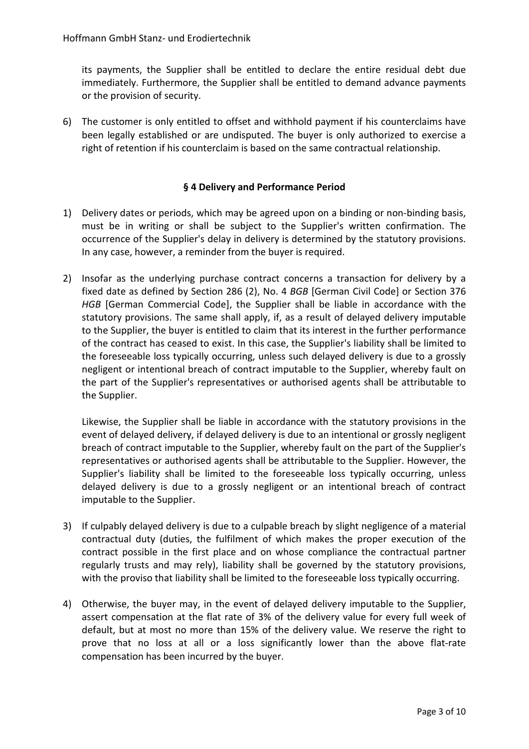its payments, the Supplier shall be entitled to declare the entire residual debt due immediately. Furthermore, the Supplier shall be entitled to demand advance payments or the provision of security.

6) The customer is only entitled to offset and withhold payment if his counterclaims have been legally established or are undisputed. The buyer is only authorized to exercise a right of retention if his counterclaim is based on the same contractual relationship.

## § 4 Delivery and Performance Period

1) Delivery dates or periods, which may be agreed upon on a binding or non-binding basis, must be in writing or shall be subject to the Supplier's written confirmation. The occurrence of the Supplier's delay in delivery is determined by the statutory provisions. In any case, however, a reminder from the buyer is required.

2) Insofar as the underlying purchase contract concerns a transaction for delivery by a fixed date as defined by Section 286 (2), No. 4 *BGB* [German Civil Code] or Section 376 *HGB* [German Commercial Code], the Supplier shall be liable in accordance with the statutory provisions. The same shall apply, if, as a result of delayed delivery imputable to the Supplier, the buyer is entitled to claim that its interest in the further performance of the contract has ceased to exist. In this case, the Supplier's liability shall be limited to the foreseeable loss typically occurring, unless such delayed delivery is due to a grossly negligent or intentional breach of contract imputable to the Supplier, whereby fault on the part of the Supplier's representatives or authorised agents shall be attributable to the Supplier.

   Likewise, the Supplier shall be liable in accordance with the statutory provisions in the event of delayed delivery, if delayed delivery is due to an intentional or grossly negligent breach of contract imputable to the Supplier, whereby fault on the part of the Supplier's representatives or authorised agents shall be attributable to the Supplier. However, the Supplier's liability shall be limited to the foreseeable loss typically occurring, unless delayed delivery is due to a grossly negligent or an intentional breach of contract imputable to the Supplier.

3) If culpably delayed delivery is due to a culpable breach by slight negligence of a material contractual duty (duties, the fulfilment of which makes the proper execution of the contract possible in the first place and on whose compliance the contractual partner regularly trusts and may rely), liability shall be governed by the statutory provisions, with the proviso that liability shall be limited to the foreseeable loss typically occurring.

4) Otherwise, the buyer may, in the event of delayed delivery imputable to the Supplier, assert compensation at the flat rate of 3% of the delivery value for every full week of default, but at most no more than 15% of the delivery value. We reserve the right to prove that no loss at all or a loss significantly lower than the above flat-rate compensation has been incurred by the buyer.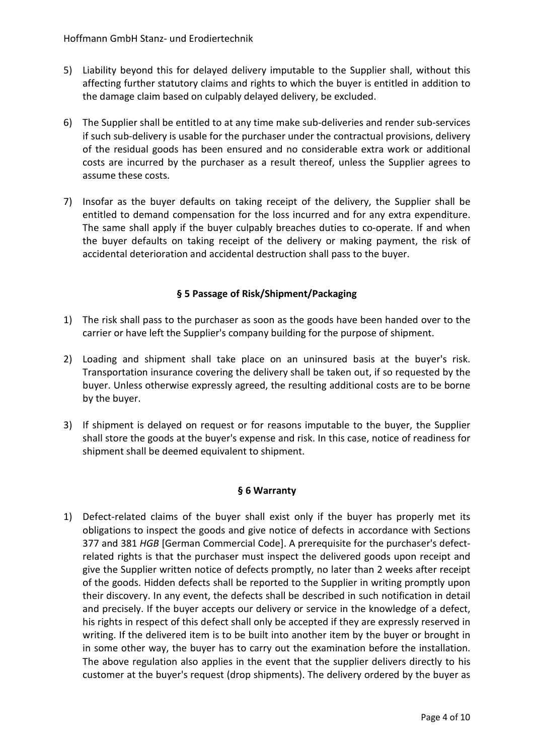5) Liability beyond this for delayed delivery imputable to the Supplier shall, without this affecting further statutory claims and rights to which the buyer is entitled in addition to the damage claim based on culpably delayed delivery, be excluded.

6) The Supplier shall be entitled to at any time make sub-deliveries and render sub-services if such sub-delivery is usable for the purchaser under the contractual provisions, delivery of the residual goods has been ensured and no considerable extra work or additional costs are incurred by the purchaser as a result thereof, unless the Supplier agrees to assume these costs.

7) Insofar as the buyer defaults on taking receipt of the delivery, the Supplier shall be entitled to demand compensation for the loss incurred and for any extra expenditure. The same shall apply if the buyer culpably breaches duties to co-operate. If and when the buyer defaults on taking receipt of the delivery or making payment, the risk of accidental deterioration and accidental destruction shall pass to the buyer.

## § 5 Passage of Risk/Shipment/Packaging

1) The risk shall pass to the purchaser as soon as the goods have been handed over to the carrier or have left the Supplier's company building for the purpose of shipment.

2) Loading and shipment shall take place on an uninsured basis at the buyer's risk. Transportation insurance covering the delivery shall be taken out, if so requested by the buyer. Unless otherwise expressly agreed, the resulting additional costs are to be borne by the buyer.

3) If shipment is delayed on request or for reasons imputable to the buyer, the Supplier shall store the goods at the buyer's expense and risk. In this case, notice of readiness for shipment shall be deemed equivalent to shipment.

## § 6 Warranty

1) Defect-related claims of the buyer shall exist only if the buyer has properly met its obligations to inspect the goods and give notice of defects in accordance with Sections 377 and 381 *HGB* [German Commercial Code]. A prerequisite for the purchaser's defect-related rights is that the purchaser must inspect the delivered goods upon receipt and give the Supplier written notice of defects promptly, no later than 2 weeks after receipt of the goods. Hidden defects shall be reported to the Supplier in writing promptly upon their discovery. In any event, the defects shall be described in such notification in detail and precisely. If the buyer accepts our delivery or service in the knowledge of a defect, his rights in respect of this defect shall only be accepted if they are expressly reserved in writing. If the delivered item is to be built into another item by the buyer or brought in in some other way, the buyer has to carry out the examination before the installation. The above regulation also applies in the event that the supplier delivers directly to his customer at the buyer's request (drop shipments). The delivery ordered by the buyer as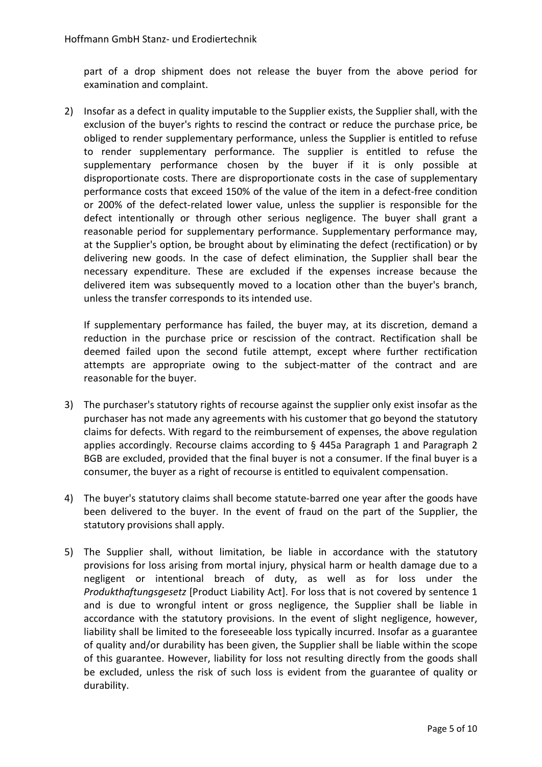part of a drop shipment does not release the buyer from the above period for examination and complaint.

2) Insofar as a defect in quality imputable to the Supplier exists, the Supplier shall, with the exclusion of the buyer's rights to rescind the contract or reduce the purchase price, be obliged to render supplementary performance, unless the Supplier is entitled to refuse to render supplementary performance. The supplier is entitled to refuse the supplementary performance chosen by the buyer if it is only possible at disproportionate costs. There are disproportionate costs in the case of supplementary performance costs that exceed 150% of the value of the item in a defect-free condition or 200% of the defect-related lower value, unless the supplier is responsible for the defect intentionally or through other serious negligence. The buyer shall grant a reasonable period for supplementary performance. Supplementary performance may, at the Supplier's option, be brought about by eliminating the defect (rectification) or by delivering new goods. In the case of defect elimination, the Supplier shall bear the necessary expenditure. These are excluded if the expenses increase because the delivered item was subsequently moved to a location other than the buyer's branch, unless the transfer corresponds to its intended use.

   If supplementary performance has failed, the buyer may, at its discretion, demand a reduction in the purchase price or rescission of the contract. Rectification shall be deemed failed upon the second futile attempt, except where further rectification attempts are appropriate owing to the subject-matter of the contract and are reasonable for the buyer.

3) The purchaser's statutory rights of recourse against the supplier only exist insofar as the purchaser has not made any agreements with his customer that go beyond the statutory claims for defects. With regard to the reimbursement of expenses, the above regulation applies accordingly. Recourse claims according to § 445a Paragraph 1 and Paragraph 2 BGB are excluded, provided that the final buyer is not a consumer. If the final buyer is a consumer, the buyer as a right of recourse is entitled to equivalent compensation.

4) The buyer's statutory claims shall become statute-barred one year after the goods have been delivered to the buyer. In the event of fraud on the part of the Supplier, the statutory provisions shall apply.

5) The Supplier shall, without limitation, be liable in accordance with the statutory provisions for loss arising from mortal injury, physical harm or health damage due to a negligent or intentional breach of duty, as well as for loss under the *Produkthaftungsgesetz* [Product Liability Act]. For loss that is not covered by sentence 1 and is due to wrongful intent or gross negligence, the Supplier shall be liable in accordance with the statutory provisions. In the event of slight negligence, however, liability shall be limited to the foreseeable loss typically incurred. Insofar as a guarantee of quality and/or durability has been given, the Supplier shall be liable within the scope of this guarantee. However, liability for loss not resulting directly from the goods shall be excluded, unless the risk of such loss is evident from the guarantee of quality or durability.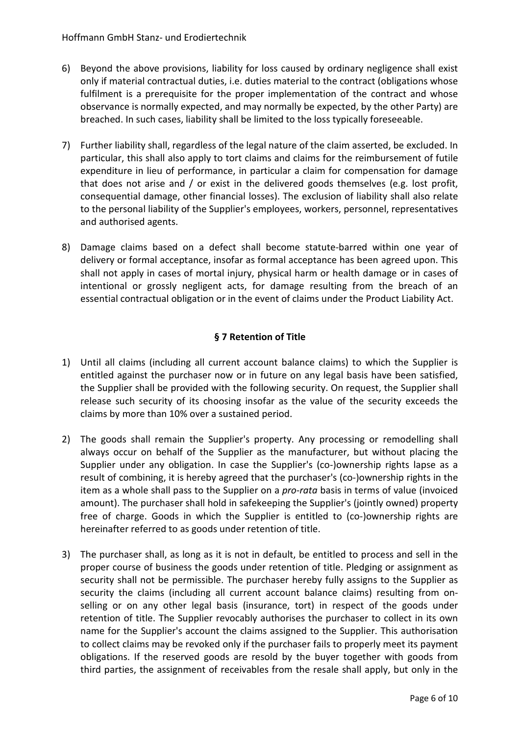6) Beyond the above provisions, liability for loss caused by ordinary negligence shall exist only if material contractual duties, i.e. duties material to the contract (obligations whose fulfilment is a prerequisite for the proper implementation of the contract and whose observance is normally expected, and may normally be expected, by the other Party) are breached. In such cases, liability shall be limited to the loss typically foreseeable.

7) Further liability shall, regardless of the legal nature of the claim asserted, be excluded. In particular, this shall also apply to tort claims and claims for the reimbursement of futile expenditure in lieu of performance, in particular a claim for compensation for damage that does not arise and / or exist in the delivered goods themselves (e.g. lost profit, consequential damage, other financial losses). The exclusion of liability shall also relate to the personal liability of the Supplier's employees, workers, personnel, representatives and authorised agents.

8) Damage claims based on a defect shall become statute-barred within one year of delivery or formal acceptance, insofar as formal acceptance has been agreed upon. This shall not apply in cases of mortal injury, physical harm or health damage or in cases of intentional or grossly negligent acts, for damage resulting from the breach of an essential contractual obligation or in the event of claims under the Product Liability Act.

## § 7 Retention of Title

1) Until all claims (including all current account balance claims) to which the Supplier is entitled against the purchaser now or in future on any legal basis have been satisfied, the Supplier shall be provided with the following security. On request, the Supplier shall release such security of its choosing insofar as the value of the security exceeds the claims by more than 10% over a sustained period.

2) The goods shall remain the Supplier's property. Any processing or remodelling shall always occur on behalf of the Supplier as the manufacturer, but without placing the Supplier under any obligation. In case the Supplier's (co-)ownership rights lapse as a result of combining, it is hereby agreed that the purchaser's (co-)ownership rights in the item as a whole shall pass to the Supplier on a *pro-rata* basis in terms of value (invoiced amount). The purchaser shall hold in safekeeping the Supplier's (jointly owned) property free of charge. Goods in which the Supplier is entitled to (co-)ownership rights are hereinafter referred to as goods under retention of title.

3) The purchaser shall, as long as it is not in default, be entitled to process and sell in the proper course of business the goods under retention of title. Pledging or assignment as security shall not be permissible. The purchaser hereby fully assigns to the Supplier as security the claims (including all current account balance claims) resulting from on-selling or on any other legal basis (insurance, tort) in respect of the goods under retention of title. The Supplier revocably authorises the purchaser to collect in its own name for the Supplier's account the claims assigned to the Supplier. This authorisation to collect claims may be revoked only if the purchaser fails to properly meet its payment obligations. If the reserved goods are resold by the buyer together with goods from third parties, the assignment of receivables from the resale shall apply, but only in the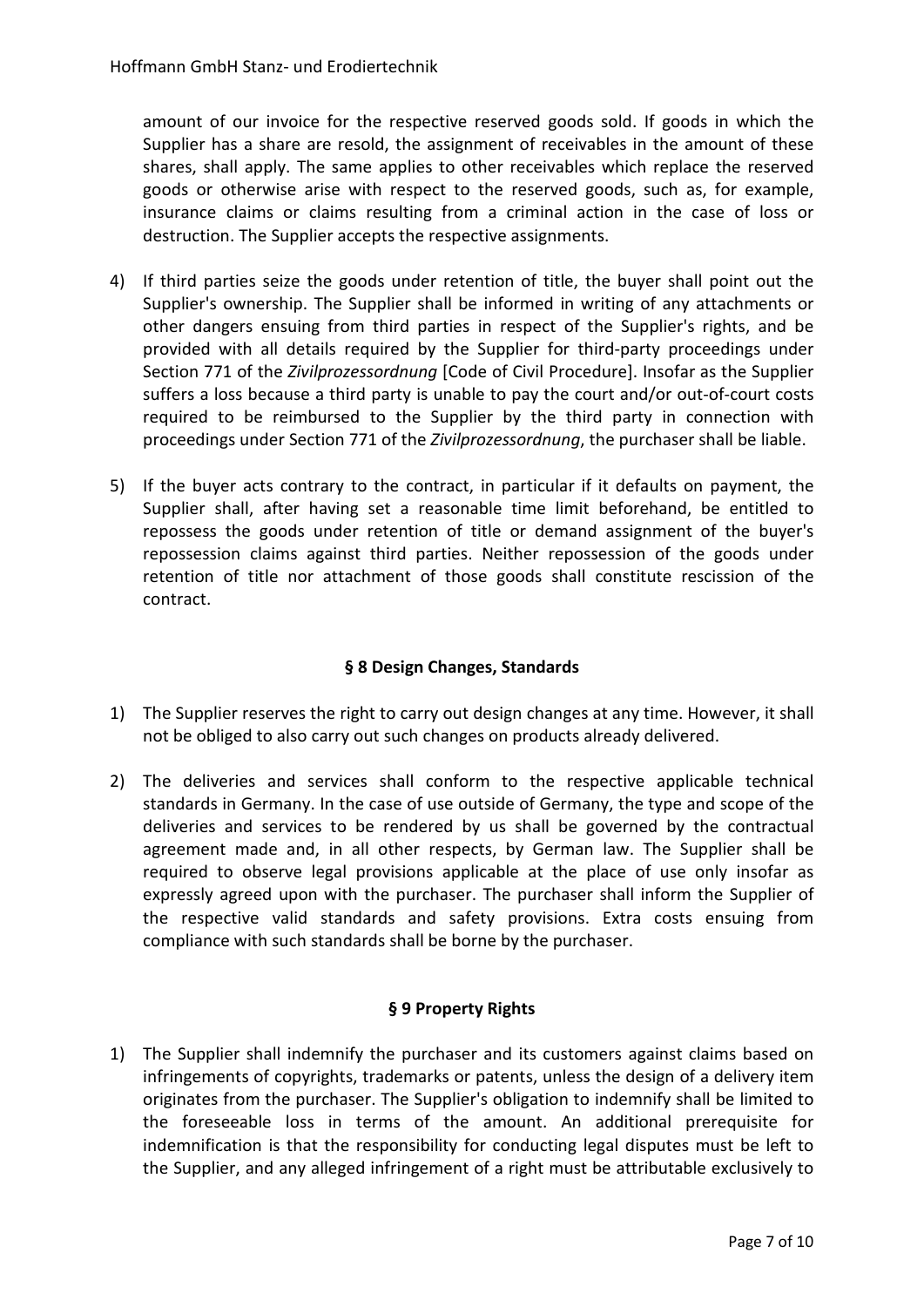amount of our invoice for the respective reserved goods sold. If goods in which the Supplier has a share are resold, the assignment of receivables in the amount of these shares, shall apply. The same applies to other receivables which replace the reserved goods or otherwise arise with respect to the reserved goods, such as, for example, insurance claims or claims resulting from a criminal action in the case of loss or destruction. The Supplier accepts the respective assignments.

4) If third parties seize the goods under retention of title, the buyer shall point out the Supplier's ownership. The Supplier shall be informed in writing of any attachments or other dangers ensuing from third parties in respect of the Supplier's rights, and be provided with all details required by the Supplier for third-party proceedings under Section 771 of the *Zivilprozessordnung* [Code of Civil Procedure]. Insofar as the Supplier suffers a loss because a third party is unable to pay the court and/or out-of-court costs required to be reimbursed to the Supplier by the third party in connection with proceedings under Section 771 of the *Zivilprozessordnung*, the purchaser shall be liable.

5) If the buyer acts contrary to the contract, in particular if it defaults on payment, the Supplier shall, after having set a reasonable time limit beforehand, be entitled to repossess the goods under retention of title or demand assignment of the buyer's repossession claims against third parties. Neither repossession of the goods under retention of title nor attachment of those goods shall constitute rescission of the contract.

## § 8 Design Changes, Standards

1) The Supplier reserves the right to carry out design changes at any time. However, it shall not be obliged to also carry out such changes on products already delivered.

2) The deliveries and services shall conform to the respective applicable technical standards in Germany. In the case of use outside of Germany, the type and scope of the deliveries and services to be rendered by us shall be governed by the contractual agreement made and, in all other respects, by German law. The Supplier shall be required to observe legal provisions applicable at the place of use only insofar as expressly agreed upon with the purchaser. The purchaser shall inform the Supplier of the respective valid standards and safety provisions. Extra costs ensuing from compliance with such standards shall be borne by the purchaser.

## § 9 Property Rights

1) The Supplier shall indemnify the purchaser and its customers against claims based on infringements of copyrights, trademarks or patents, unless the design of a delivery item originates from the purchaser. The Supplier's obligation to indemnify shall be limited to the foreseeable loss in terms of the amount. An additional prerequisite for indemnification is that the responsibility for conducting legal disputes must be left to the Supplier, and any alleged infringement of a right must be attributable exclusively to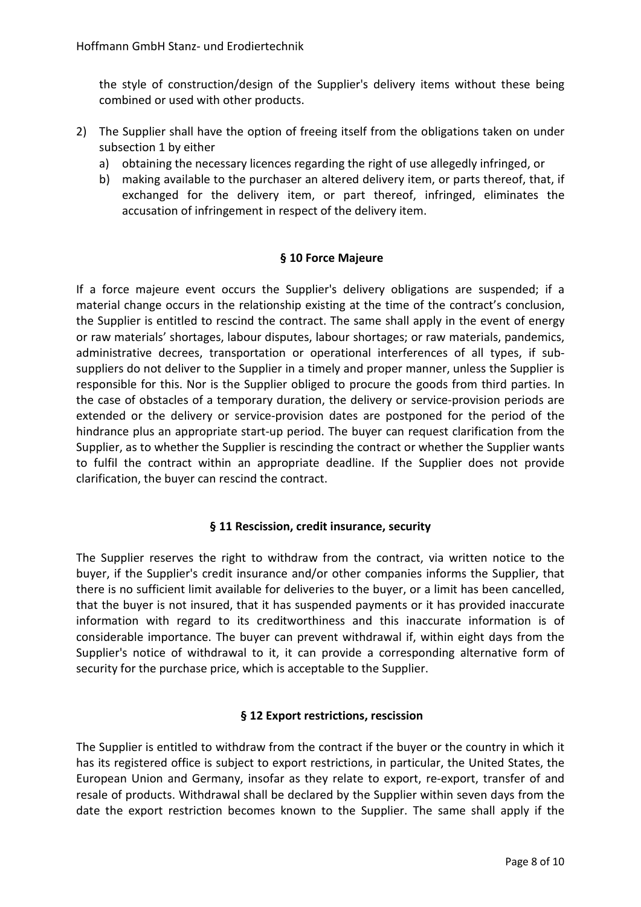the style of construction/design of the Supplier's delivery items without these being combined or used with other products.

2) The Supplier shall have the option of freeing itself from the obligations taken on under subsection 1 by either
   a) obtaining the necessary licences regarding the right of use allegedly infringed, or
   b) making available to the purchaser an altered delivery item, or parts thereof, that, if exchanged for the delivery item, or part thereof, infringed, eliminates the accusation of infringement in respect of the delivery item.

## § 10 Force Majeure

If a force majeure event occurs the Supplier's delivery obligations are suspended; if a material change occurs in the relationship existing at the time of the contract's conclusion, the Supplier is entitled to rescind the contract. The same shall apply in the event of energy or raw materials' shortages, labour disputes, labour shortages; or raw materials, pandemics, administrative decrees, transportation or operational interferences of all types, if sub-suppliers do not deliver to the Supplier in a timely and proper manner, unless the Supplier is responsible for this. Nor is the Supplier obliged to procure the goods from third parties. In the case of obstacles of a temporary duration, the delivery or service-provision periods are extended or the delivery or service-provision dates are postponed for the period of the hindrance plus an appropriate start-up period. The buyer can request clarification from the Supplier, as to whether the Supplier is rescinding the contract or whether the Supplier wants to fulfil the contract within an appropriate deadline. If the Supplier does not provide clarification, the buyer can rescind the contract.

## § 11 Rescission, credit insurance, security

The Supplier reserves the right to withdraw from the contract, via written notice to the buyer, if the Supplier's credit insurance and/or other companies informs the Supplier, that there is no sufficient limit available for deliveries to the buyer, or a limit has been cancelled, that the buyer is not insured, that it has suspended payments or it has provided inaccurate information with regard to its creditworthiness and this inaccurate information is of considerable importance. The buyer can prevent withdrawal if, within eight days from the Supplier's notice of withdrawal to it, it can provide a corresponding alternative form of security for the purchase price, which is acceptable to the Supplier.

## § 12 Export restrictions, rescission

The Supplier is entitled to withdraw from the contract if the buyer or the country in which it has its registered office is subject to export restrictions, in particular, the United States, the European Union and Germany, insofar as they relate to export, re-export, transfer of and resale of products. Withdrawal shall be declared by the Supplier within seven days from the date the export restriction becomes known to the Supplier. The same shall apply if the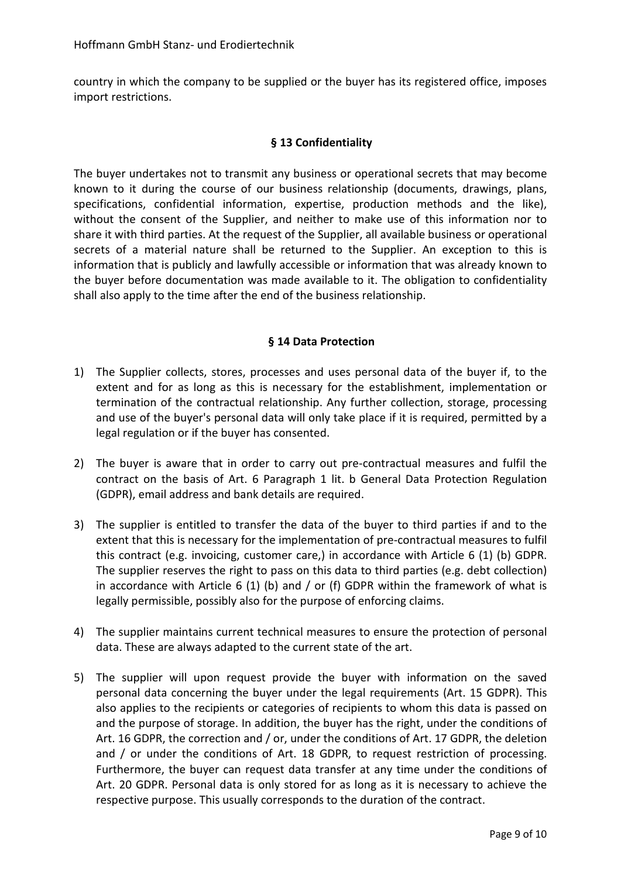country in which the company to be supplied or the buyer has its registered office, imposes import restrictions.

## § 13 Confidentiality

The buyer undertakes not to transmit any business or operational secrets that may become known to it during the course of our business relationship (documents, drawings, plans, specifications, confidential information, expertise, production methods and the like), without the consent of the Supplier, and neither to make use of this information nor to share it with third parties. At the request of the Supplier, all available business or operational secrets of a material nature shall be returned to the Supplier. An exception to this is information that is publicly and lawfully accessible or information that was already known to the buyer before documentation was made available to it. The obligation to confidentiality shall also apply to the time after the end of the business relationship.

## § 14 Data Protection

1) The Supplier collects, stores, processes and uses personal data of the buyer if, to the extent and for as long as this is necessary for the establishment, implementation or termination of the contractual relationship. Any further collection, storage, processing and use of the buyer's personal data will only take place if it is required, permitted by a legal regulation or if the buyer has consented.

2) The buyer is aware that in order to carry out pre-contractual measures and fulfil the contract on the basis of Art. 6 Paragraph 1 lit. b General Data Protection Regulation (GDPR), email address and bank details are required.

3) The supplier is entitled to transfer the data of the buyer to third parties if and to the extent that this is necessary for the implementation of pre-contractual measures to fulfil this contract (e.g. invoicing, customer care,) in accordance with Article 6 (1) (b) GDPR. The supplier reserves the right to pass on this data to third parties (e.g. debt collection) in accordance with Article 6 (1) (b) and / or (f) GDPR within the framework of what is legally permissible, possibly also for the purpose of enforcing claims.

4) The supplier maintains current technical measures to ensure the protection of personal data. These are always adapted to the current state of the art.

5) The supplier will upon request provide the buyer with information on the saved personal data concerning the buyer under the legal requirements (Art. 15 GDPR). This also applies to the recipients or categories of recipients to whom this data is passed on and the purpose of storage. In addition, the buyer has the right, under the conditions of Art. 16 GDPR, the correction and / or, under the conditions of Art. 17 GDPR, the deletion and / or under the conditions of Art. 18 GDPR, to request restriction of processing. Furthermore, the buyer can request data transfer at any time under the conditions of Art. 20 GDPR. Personal data is only stored for as long as it is necessary to achieve the respective purpose. This usually corresponds to the duration of the contract.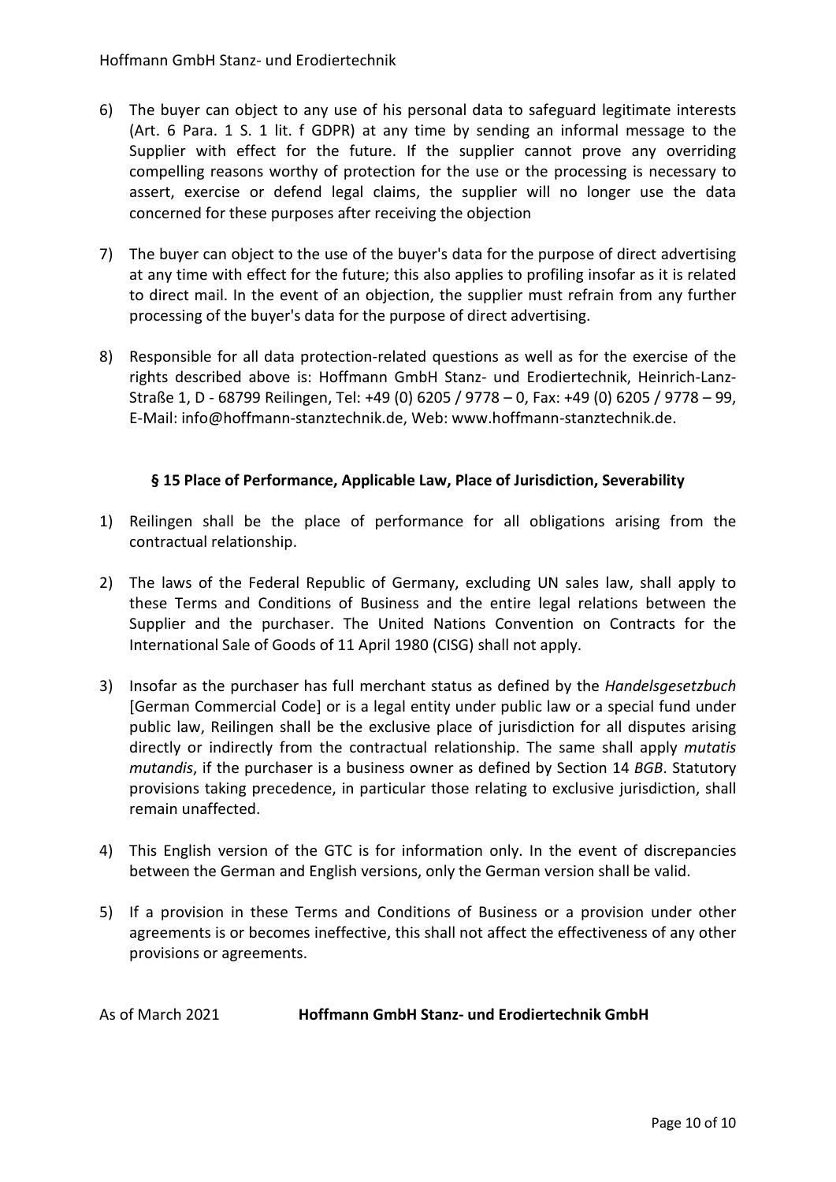6) The buyer can object to any use of his personal data to safeguard legitimate interests (Art. 6 Para. 1 S. 1 lit. f GDPR) at any time by sending an informal message to the Supplier with effect for the future. If the supplier cannot prove any overriding compelling reasons worthy of protection for the use or the processing is necessary to assert, exercise or defend legal claims, the supplier will no longer use the data concerned for these purposes after receiving the objection

7) The buyer can object to the use of the buyer's data for the purpose of direct advertising at any time with effect for the future; this also applies to profiling insofar as it is related to direct mail. In the event of an objection, the supplier must refrain from any further processing of the buyer's data for the purpose of direct advertising.

8) Responsible for all data protection-related questions as well as for the exercise of the rights described above is: Hoffmann GmbH Stanz- und Erodiertechnik, Heinrich-Lanz-Straße 1, D - 68799 Reilingen, Tel: +49 (0) 6205 / 9778 – 0, Fax: +49 (0) 6205 / 9778 – 99, E-Mail: info@hoffmann-stanztechnik.de, Web: www.hoffmann-stanztechnik.de.

## § 15 Place of Performance, Applicable Law, Place of Jurisdiction, Severability

1) Reilingen shall be the place of performance for all obligations arising from the contractual relationship.

2) The laws of the Federal Republic of Germany, excluding UN sales law, shall apply to these Terms and Conditions of Business and the entire legal relations between the Supplier and the purchaser. The United Nations Convention on Contracts for the International Sale of Goods of 11 April 1980 (CISG) shall not apply.

3) Insofar as the purchaser has full merchant status as defined by the *Handelsgesetzbuch* [German Commercial Code] or is a legal entity under public law or a special fund under public law, Reilingen shall be the exclusive place of jurisdiction for all disputes arising directly or indirectly from the contractual relationship. The same shall apply *mutatis mutandis*, if the purchaser is a business owner as defined by Section 14 *BGB*. Statutory provisions taking precedence, in particular those relating to exclusive jurisdiction, shall remain unaffected.

4) This English version of the GTC is for information only. In the event of discrepancies between the German and English versions, only the German version shall be valid.

5) If a provision in these Terms and Conditions of Business or a provision under other agreements is or becomes ineffective, this shall not affect the effectiveness of any other provisions or agreements.

As of March 2021 **Hoffmann GmbH Stanz- und Erodiertechnik GmbH**